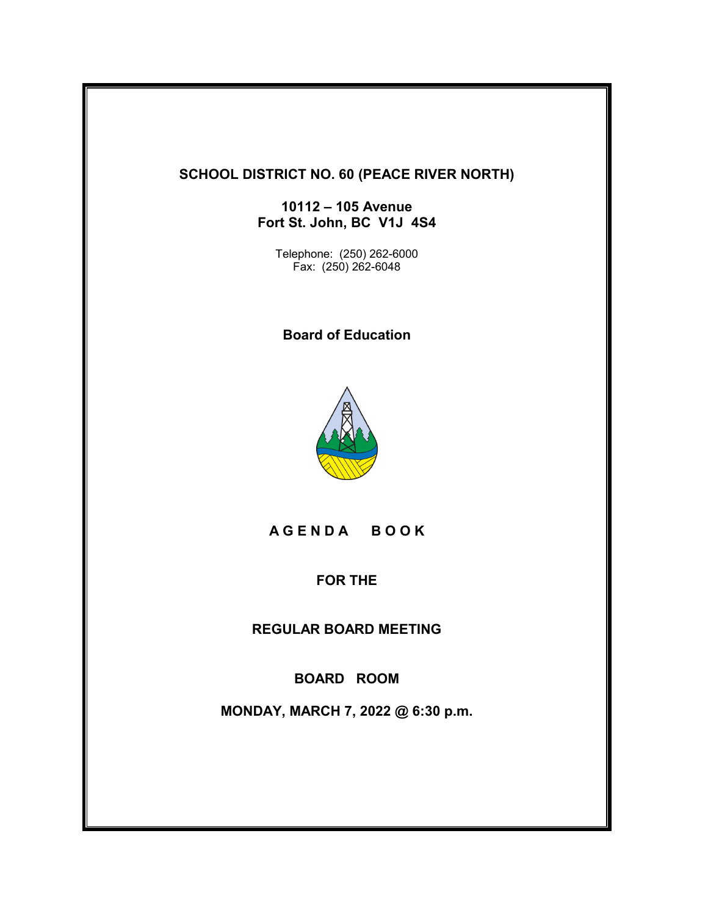# SCHOOL DISTRICT NO. 60 (PEACE RIVER NORTH)

**10112 – 105 Avenue**
**Fort St. John, BC V1J 4S4**

Telephone: (250) 262-6000
Fax: (250) 262-6048

## Board of Education

## A G E N D A  B O O K

**FOR THE**

**REGULAR BOARD MEETING**

**BOARD ROOM**

**MONDAY, MARCH 7, 2022 @ 6:30 p.m.**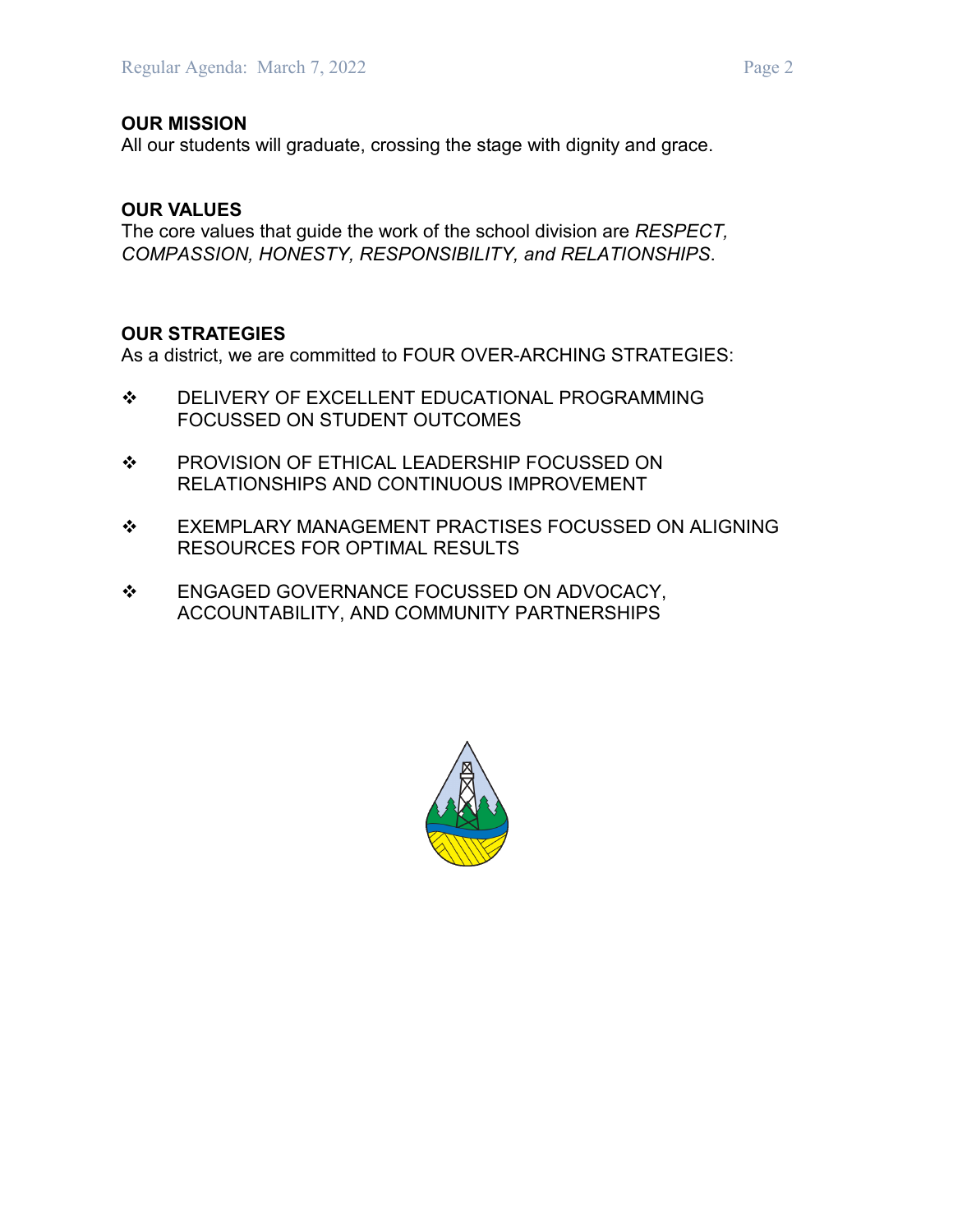## OUR MISSION

All our students will graduate, crossing the stage with dignity and grace.

## OUR VALUES

The core values that guide the work of the school division are *RESPECT, COMPASSION, HONESTY, RESPONSIBILITY, and RELATIONSHIPS*.

## OUR STRATEGIES

As a district, we are committed to FOUR OVER-ARCHING STRATEGIES:

- DELIVERY OF EXCELLENT EDUCATIONAL PROGRAMMING FOCUSSED ON STUDENT OUTCOMES
- PROVISION OF ETHICAL LEADERSHIP FOCUSSED ON RELATIONSHIPS AND CONTINUOUS IMPROVEMENT
- EXEMPLARY MANAGEMENT PRACTISES FOCUSSED ON ALIGNING RESOURCES FOR OPTIMAL RESULTS
- ENGAGED GOVERNANCE FOCUSSED ON ADVOCACY, ACCOUNTABILITY, AND COMMUNITY PARTNERSHIPS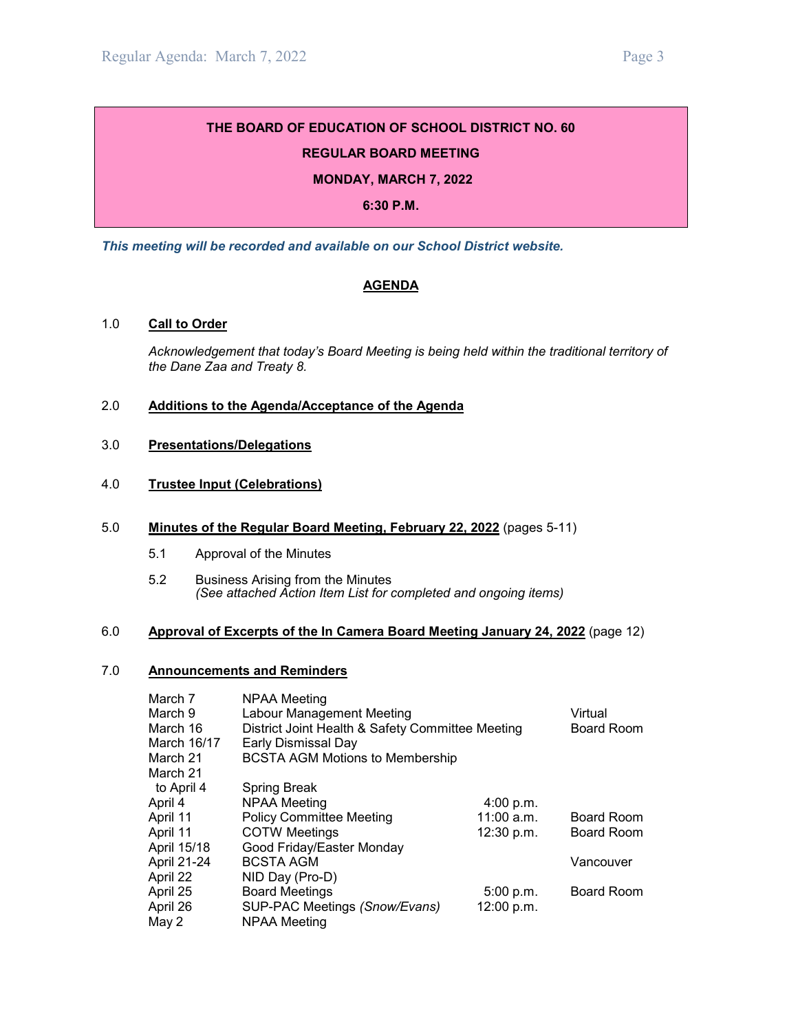**THE BOARD OF EDUCATION OF SCHOOL DISTRICT NO. 60**

**REGULAR BOARD MEETING**

**MONDAY, MARCH 7, 2022**

**6:30 P.M.**

***This meeting will be recorded and available on our School District website.***

# AGENDA

## 1.0 Call to Order

*Acknowledgement that today's Board Meeting is being held within the traditional territory of the Dane Zaa and Treaty 8.*

## 2.0 Additions to the Agenda/Acceptance of the Agenda

## 3.0 Presentations/Delegations

## 4.0 Trustee Input (Celebrations)

## 5.0 Minutes of the Regular Board Meeting, February 22, 2022 (pages 5-11)

5.1 Approval of the Minutes

5.2 Business Arising from the Minutes
*(See attached Action Item List for completed and ongoing items)*

## 6.0 Approval of Excerpts of the In Camera Board Meeting January 24, 2022 (page 12)

## 7.0 Announcements and Reminders

| Date | Event | Time | Location |
|---|---|---|---|
| March 7 | NPAA Meeting | | |
| March 9 | Labour Management Meeting | | Virtual |
| March 16 | District Joint Health & Safety Committee Meeting | | Board Room |
| March 16/17 | Early Dismissal Day | | |
| March 21 | BCSTA AGM Motions to Membership | | |
| March 21 to April 4 | Spring Break | | |
| April 4 | NPAA Meeting | 4:00 p.m. | |
| April 11 | Policy Committee Meeting | 11:00 a.m. | Board Room |
| April 11 | COTW Meetings | 12:30 p.m. | Board Room |
| April 15/18 | Good Friday/Easter Monday | | |
| April 21-24 | BCSTA AGM | | Vancouver |
| April 22 | NID Day (Pro-D) | | |
| April 25 | Board Meetings | 5:00 p.m. | Board Room |
| April 26 | SUP-PAC Meetings *(Snow/Evans)* | 12:00 p.m. | |
| May 2 | NPAA Meeting | | |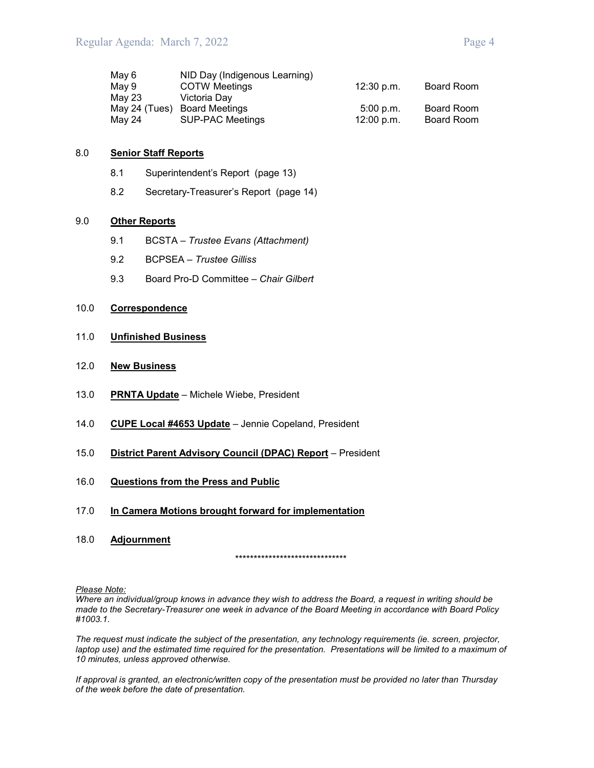| | | | |
|---|---|---|---|
| May 6 | NID Day (Indigenous Learning) | | |
| May 9 | COTW Meetings | 12:30 p.m. | Board Room |
| May 23 | Victoria Day | | |
| May 24 (Tues) | Board Meetings | 5:00 p.m. | Board Room |
| May 24 | SUP-PAC Meetings | 12:00 p.m. | Board Room |

8.0 **Senior Staff Reports**

8.1 Superintendent's Report (page 13)

8.2 Secretary-Treasurer's Report (page 14)

9.0 **Other Reports**

9.1 BCSTA – *Trustee Evans (Attachment)*

9.2 BCPSEA – *Trustee Gilliss*

9.3 Board Pro-D Committee – *Chair Gilbert*

10.0 **Correspondence**

11.0 **Unfinished Business**

12.0 **New Business**

13.0 **PRNTA Update** – Michele Wiebe, President

14.0 **CUPE Local #4653 Update** – Jennie Copeland, President

15.0 **District Parent Advisory Council (DPAC) Report** – President

16.0 **Questions from the Press and Public**

17.0 **In Camera Motions brought forward for implementation**

18.0 **Adjournment**

******************************

*Please Note:*
*Where an individual/group knows in advance they wish to address the Board, a request in writing should be made to the Secretary-Treasurer one week in advance of the Board Meeting in accordance with Board Policy #1003.1.*

*The request must indicate the subject of the presentation, any technology requirements (ie. screen, projector, laptop use) and the estimated time required for the presentation. Presentations will be limited to a maximum of 10 minutes, unless approved otherwise.*

*If approval is granted, an electronic/written copy of the presentation must be provided no later than Thursday of the week before the date of presentation.*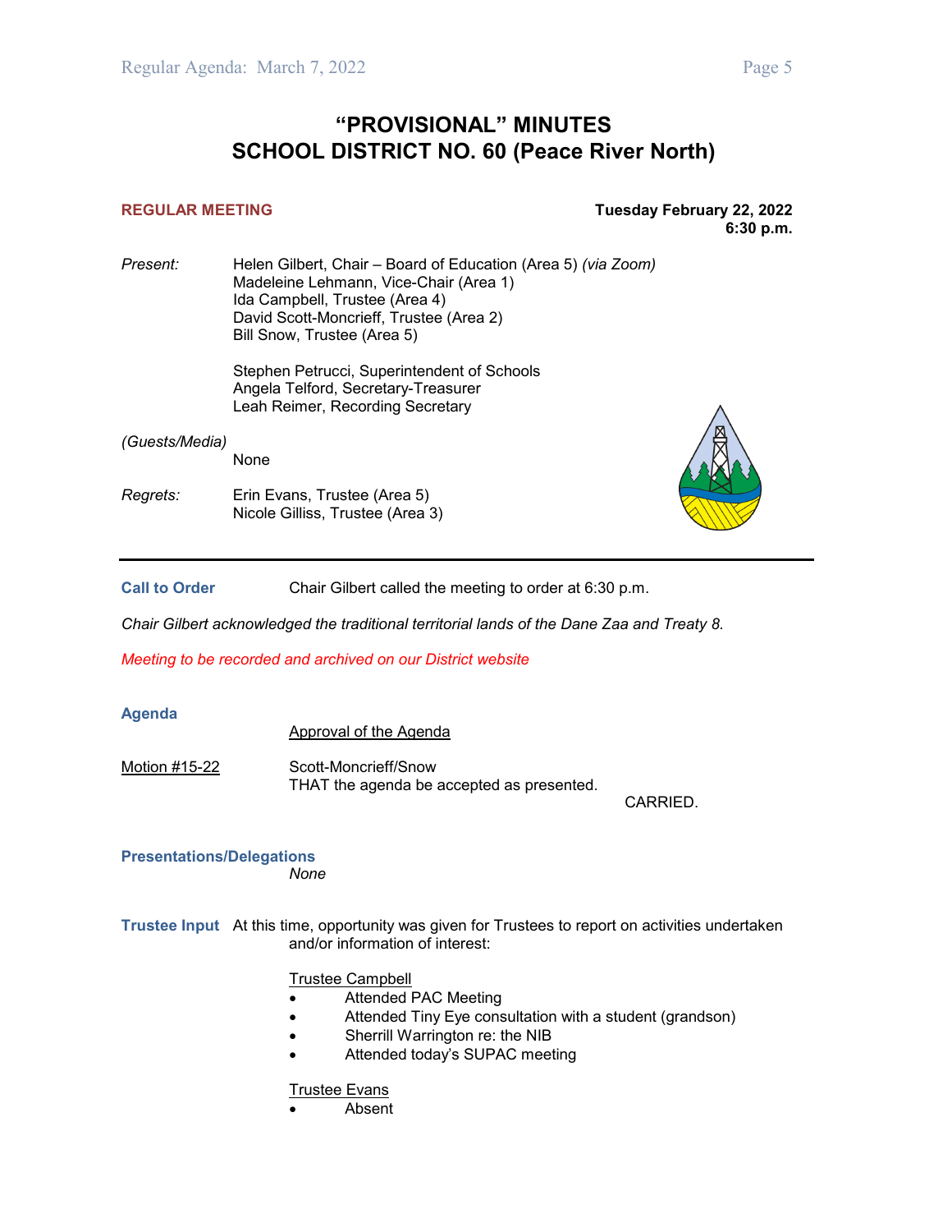# "PROVISIONAL" MINUTES
# SCHOOL DISTRICT NO. 60 (Peace River North)

**REGULAR MEETING** — **Tuesday February 22, 2022, 6:30 p.m.**

*Present:*
Helen Gilbert, Chair – Board of Education (Area 5) *(via Zoom)*
Madeleine Lehmann, Vice-Chair (Area 1)
Ida Campbell, Trustee (Area 4)
David Scott-Moncrieff, Trustee (Area 2)
Bill Snow, Trustee (Area 5)

Stephen Petrucci, Superintendent of Schools
Angela Telford, Secretary-Treasurer
Leah Reimer, Recording Secretary

*(Guests/Media)*
None

*Regrets:*
Erin Evans, Trustee (Area 5)
Nicole Gilliss, Trustee (Area 3)

---

**Call to Order** — Chair Gilbert called the meeting to order at 6:30 p.m.

*Chair Gilbert acknowledged the traditional territorial lands of the Dane Zaa and Treaty 8.*

*Meeting to be recorded and archived on our District website*

**Agenda**

Approval of the Agenda

Motion #15-22 — Scott-Moncrieff/Snow
THAT the agenda be accepted as presented.
CARRIED.

**Presentations/Delegations**
*None*

**Trustee Input** — At this time, opportunity was given for Trustees to report on activities undertaken and/or information of interest:

Trustee Campbell
- Attended PAC Meeting
- Attended Tiny Eye consultation with a student (grandson)
- Sherrill Warrington re: the NIB
- Attended today's SUPAC meeting

Trustee Evans
- Absent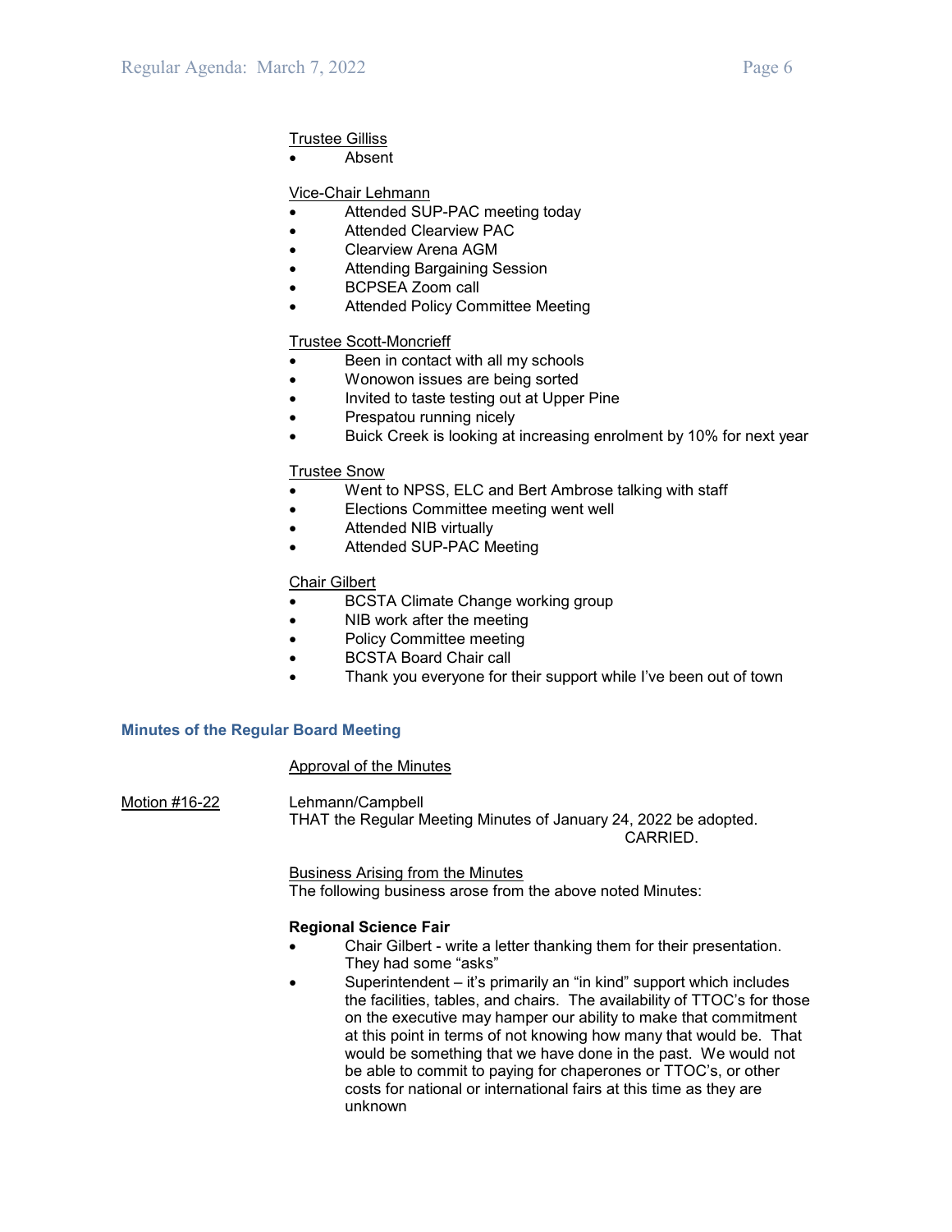Trustee Gilliss

- Absent

Vice-Chair Lehmann

- Attended SUP-PAC meeting today
- Attended Clearview PAC
- Clearview Arena AGM
- Attending Bargaining Session
- BCPSEA Zoom call
- Attended Policy Committee Meeting

Trustee Scott-Moncrieff

- Been in contact with all my schools
- Wonowon issues are being sorted
- Invited to taste testing out at Upper Pine
- Prespatou running nicely
- Buick Creek is looking at increasing enrolment by 10% for next year

Trustee Snow

- Went to NPSS, ELC and Bert Ambrose talking with staff
- Elections Committee meeting went well
- Attended NIB virtually
- Attended SUP-PAC Meeting

Chair Gilbert

- BCSTA Climate Change working group
- NIB work after the meeting
- Policy Committee meeting
- BCSTA Board Chair call
- Thank you everyone for their support while I've been out of town

## Minutes of the Regular Board Meeting

Approval of the Minutes

Motion #16-22

Lehmann/Campbell
THAT the Regular Meeting Minutes of January 24, 2022 be adopted.
CARRIED.

Business Arising from the Minutes
The following business arose from the above noted Minutes:

**Regional Science Fair**

- Chair Gilbert - write a letter thanking them for their presentation. They had some "asks"
- Superintendent – it's primarily an "in kind" support which includes the facilities, tables, and chairs. The availability of TTOC's for those on the executive may hamper our ability to make that commitment at this point in terms of not knowing how many that would be. That would be something that we have done in the past. We would not be able to commit to paying for chaperones or TTOC's, or other costs for national or international fairs at this time as they are unknown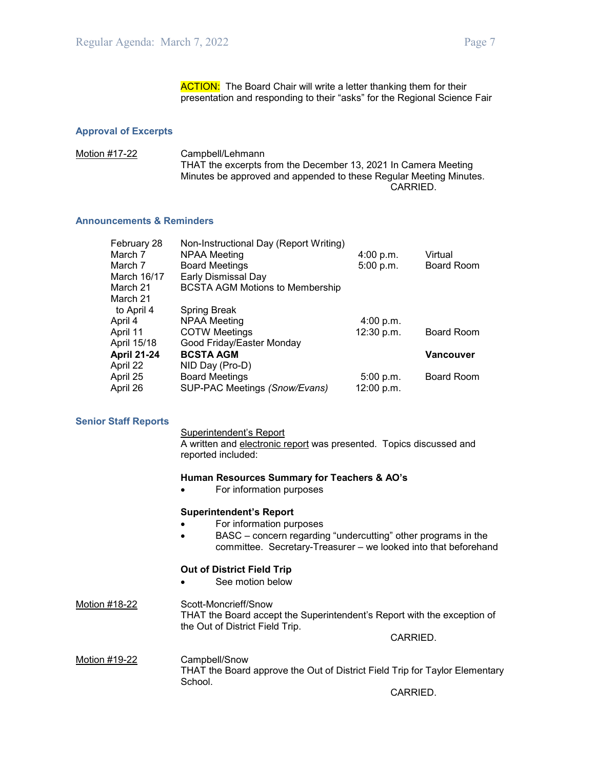**ACTION:** The Board Chair will write a letter thanking them for their presentation and responding to their "asks" for the Regional Science Fair

### Approval of Excerpts

Motion #17-22 Campbell/Lehmann
THAT the excerpts from the December 13, 2021 In Camera Meeting Minutes be approved and appended to these Regular Meeting Minutes.
CARRIED.

### Announcements & Reminders

| Date | Event | Time | Location |
|---|---|---|---|
| February 28 | Non-Instructional Day (Report Writing) | | |
| March 7 | NPAA Meeting | 4:00 p.m. | Virtual |
| March 7 | Board Meetings | 5:00 p.m. | Board Room |
| March 16/17 | Early Dismissal Day | | |
| March 21 | BCSTA AGM Motions to Membership | | |
| March 21 to April 4 | Spring Break | | |
| April 4 | NPAA Meeting | 4:00 p.m. | |
| April 11 | COTW Meetings | 12:30 p.m. | Board Room |
| April 15/18 | Good Friday/Easter Monday | | |
| **April 21-24** | **BCSTA AGM** | | **Vancouver** |
| April 22 | NID Day (Pro-D) | | |
| April 25 | Board Meetings | 5:00 p.m. | Board Room |
| April 26 | SUP-PAC Meetings *(Snow/Evans)* | 12:00 p.m. | |

### Senior Staff Reports

Superintendent's Report
A written and electronic report was presented. Topics discussed and reported included:

**Human Resources Summary for Teachers & AO's**

- For information purposes

**Superintendent's Report**

- For information purposes
- BASC – concern regarding "undercutting" other programs in the committee. Secretary-Treasurer – we looked into that beforehand

**Out of District Field Trip**

- See motion below

Motion #18-22 Scott-Moncrieff/Snow
THAT the Board accept the Superintendent's Report with the exception of the Out of District Field Trip.
CARRIED.

Motion #19-22 Campbell/Snow
THAT the Board approve the Out of District Field Trip for Taylor Elementary School.
CARRIED.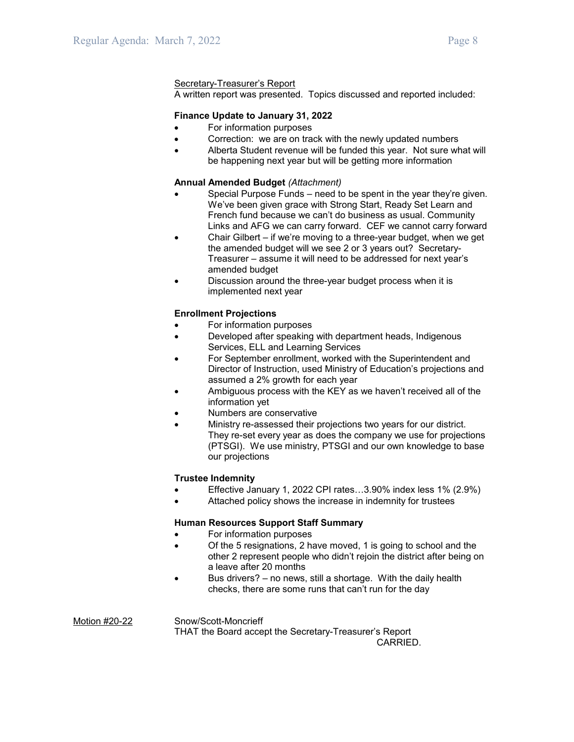<u>Secretary-Treasurer's Report</u>
A written report was presented. Topics discussed and reported included:

**Finance Update to January 31, 2022**

- For information purposes
- Correction: we are on track with the newly updated numbers
- Alberta Student revenue will be funded this year. Not sure what will be happening next year but will be getting more information

**Annual Amended Budget** *(Attachment)*

- Special Purpose Funds – need to be spent in the year they're given. We've been given grace with Strong Start, Ready Set Learn and French fund because we can't do business as usual. Community Links and AFG we can carry forward. CEF we cannot carry forward
- Chair Gilbert – if we're moving to a three-year budget, when we get the amended budget will we see 2 or 3 years out? Secretary-Treasurer – assume it will need to be addressed for next year's amended budget
- Discussion around the three-year budget process when it is implemented next year

**Enrollment Projections**

- For information purposes
- Developed after speaking with department heads, Indigenous Services, ELL and Learning Services
- For September enrollment, worked with the Superintendent and Director of Instruction, used Ministry of Education's projections and assumed a 2% growth for each year
- Ambiguous process with the KEY as we haven't received all of the information yet
- Numbers are conservative
- Ministry re-assessed their projections two years for our district. They re-set every year as does the company we use for projections (PTSGI). We use ministry, PTSGI and our own knowledge to base our projections

**Trustee Indemnity**

- Effective January 1, 2022 CPI rates…3.90% index less 1% (2.9%)
- Attached policy shows the increase in indemnity for trustees

**Human Resources Support Staff Summary**

- For information purposes
- Of the 5 resignations, 2 have moved, 1 is going to school and the other 2 represent people who didn't rejoin the district after being on a leave after 20 months
- Bus drivers? – no news, still a shortage. With the daily health checks, there are some runs that can't run for the day

<u>Motion #20-22</u> Snow/Scott-Moncrieff
THAT the Board accept the Secretary-Treasurer's Report
CARRIED.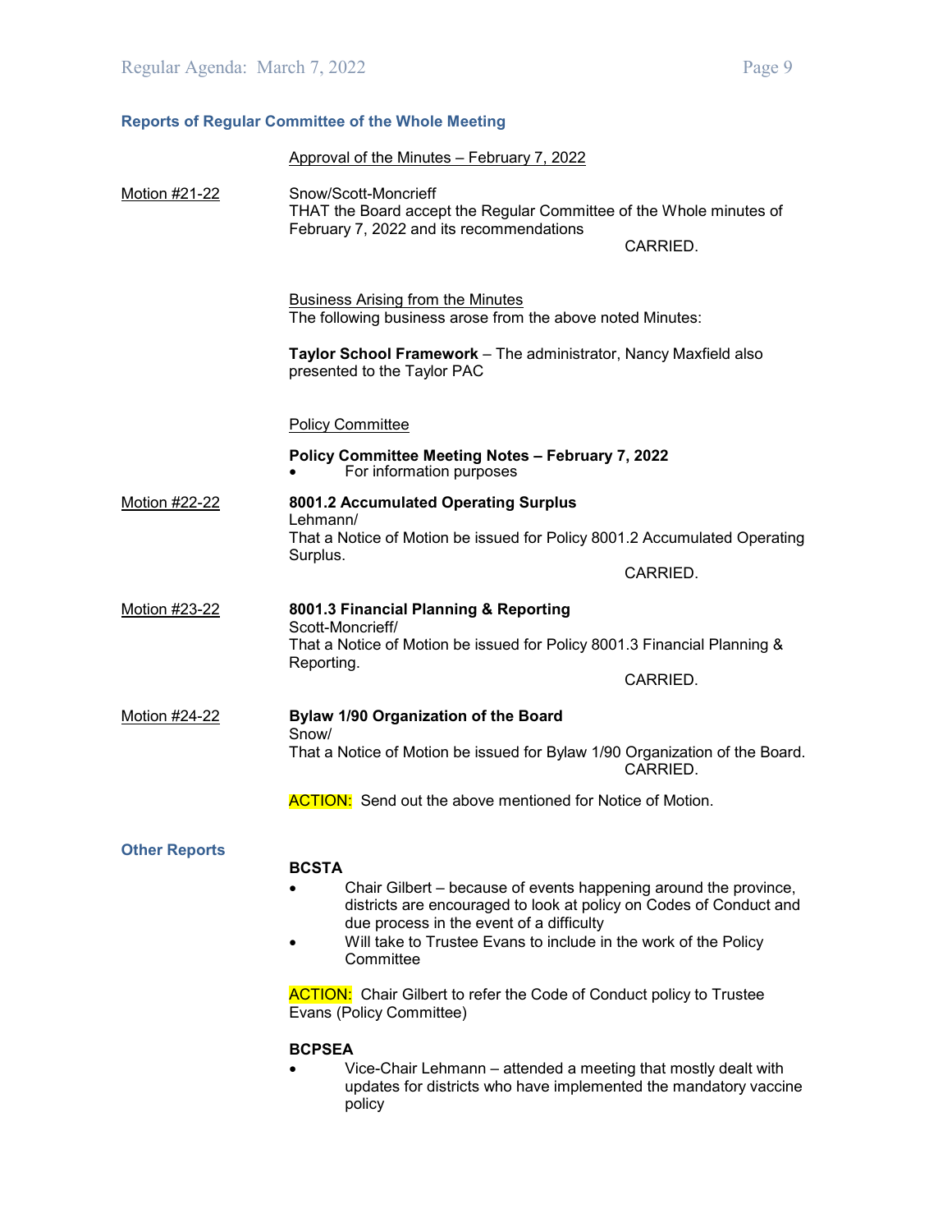### Reports of Regular Committee of the Whole Meeting

Approval of the Minutes – February 7, 2022

Motion #21-22

Snow/Scott-Moncrieff
THAT the Board accept the Regular Committee of the Whole minutes of February 7, 2022 and its recommendations

CARRIED.

Business Arising from the Minutes
The following business arose from the above noted Minutes:

**Taylor School Framework** – The administrator, Nancy Maxfield also presented to the Taylor PAC

Policy Committee

**Policy Committee Meeting Notes – February 7, 2022**

- For information purposes

Motion #22-22

**8001.2 Accumulated Operating Surplus**
Lehmann/
That a Notice of Motion be issued for Policy 8001.2 Accumulated Operating Surplus.

CARRIED.

Motion #23-22

**8001.3 Financial Planning & Reporting**
Scott-Moncrieff/
That a Notice of Motion be issued for Policy 8001.3 Financial Planning & Reporting.

CARRIED.

Motion #24-22

**Bylaw 1/90 Organization of the Board**
Snow/
That a Notice of Motion be issued for Bylaw 1/90 Organization of the Board.

CARRIED.

ACTION: Send out the above mentioned for Notice of Motion.

### Other Reports

**BCSTA**

- Chair Gilbert – because of events happening around the province, districts are encouraged to look at policy on Codes of Conduct and due process in the event of a difficulty
- Will take to Trustee Evans to include in the work of the Policy Committee

ACTION: Chair Gilbert to refer the Code of Conduct policy to Trustee Evans (Policy Committee)

**BCPSEA**

- Vice-Chair Lehmann – attended a meeting that mostly dealt with updates for districts who have implemented the mandatory vaccine policy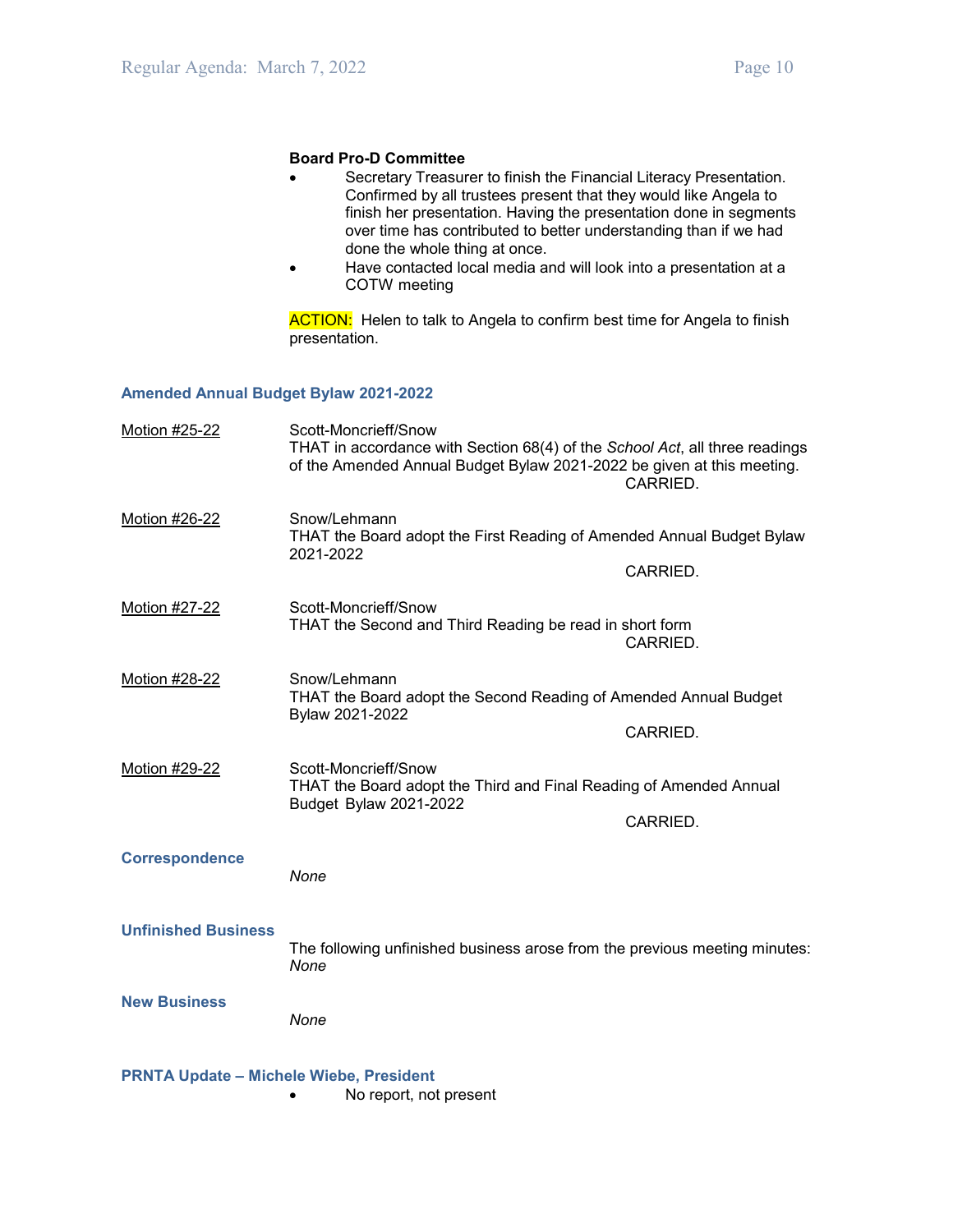**Board Pro-D Committee**

- Secretary Treasurer to finish the Financial Literacy Presentation. Confirmed by all trustees present that they would like Angela to finish her presentation. Having the presentation done in segments over time has contributed to better understanding than if we had done the whole thing at once.
- Have contacted local media and will look into a presentation at a COTW meeting

ACTION: Helen to talk to Angela to confirm best time for Angela to finish presentation.

## Amended Annual Budget Bylaw 2021-2022

Motion #25-22
Scott-Moncrieff/Snow
THAT in accordance with Section 68(4) of the *School Act*, all three readings of the Amended Annual Budget Bylaw 2021-2022 be given at this meeting.
CARRIED.

Motion #26-22
Snow/Lehmann
THAT the Board adopt the First Reading of Amended Annual Budget Bylaw 2021-2022
CARRIED.

Motion #27-22
Scott-Moncrieff/Snow
THAT the Second and Third Reading be read in short form
CARRIED.

Motion #28-22
Snow/Lehmann
THAT the Board adopt the Second Reading of Amended Annual Budget Bylaw 2021-2022
CARRIED.

Motion #29-22
Scott-Moncrieff/Snow
THAT the Board adopt the Third and Final Reading of Amended Annual Budget Bylaw 2021-2022
CARRIED.

## Correspondence

*None*

## Unfinished Business

The following unfinished business arose from the previous meeting minutes:
*None*

## New Business

*None*

## PRNTA Update – Michele Wiebe, President

- No report, not present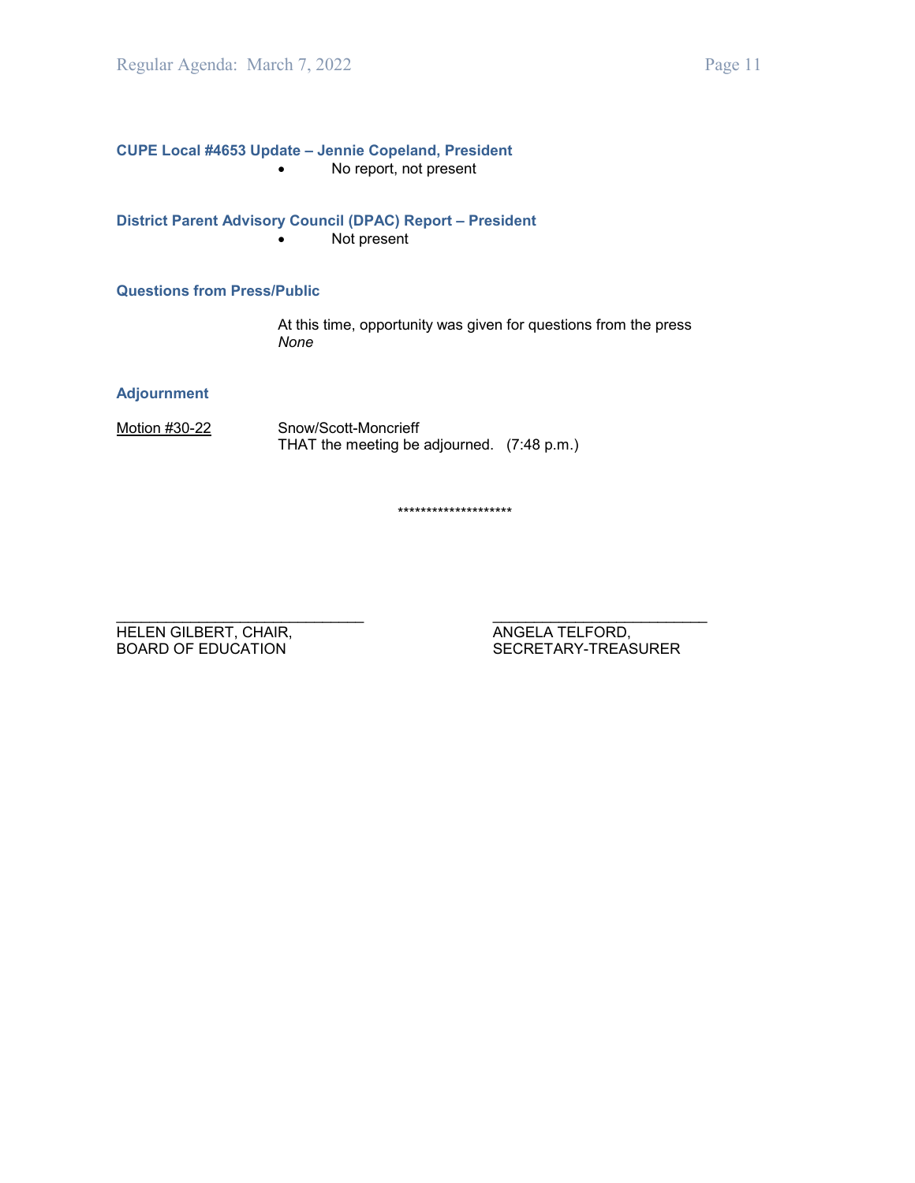### CUPE Local #4653 Update – Jennie Copeland, President

- No report, not present

### District Parent Advisory Council (DPAC) Report – President

- Not present

### Questions from Press/Public

At this time, opportunity was given for questions from the press
*None*

### Adjournment

Motion #30-22 Snow/Scott-Moncrieff
THAT the meeting be adjourned. (7:48 p.m.)

********************

\_\_\_\_\_\_\_\_\_\_\_\_\_\_\_\_\_\_\_\_\_\_\_\_\_\_\_\_\_\_
HELEN GILBERT, CHAIR,
BOARD OF EDUCATION

\_\_\_\_\_\_\_\_\_\_\_\_\_\_\_\_\_\_\_\_\_\_\_\_\_\_\_\_
ANGELA TELFORD,
SECRETARY-TREASURER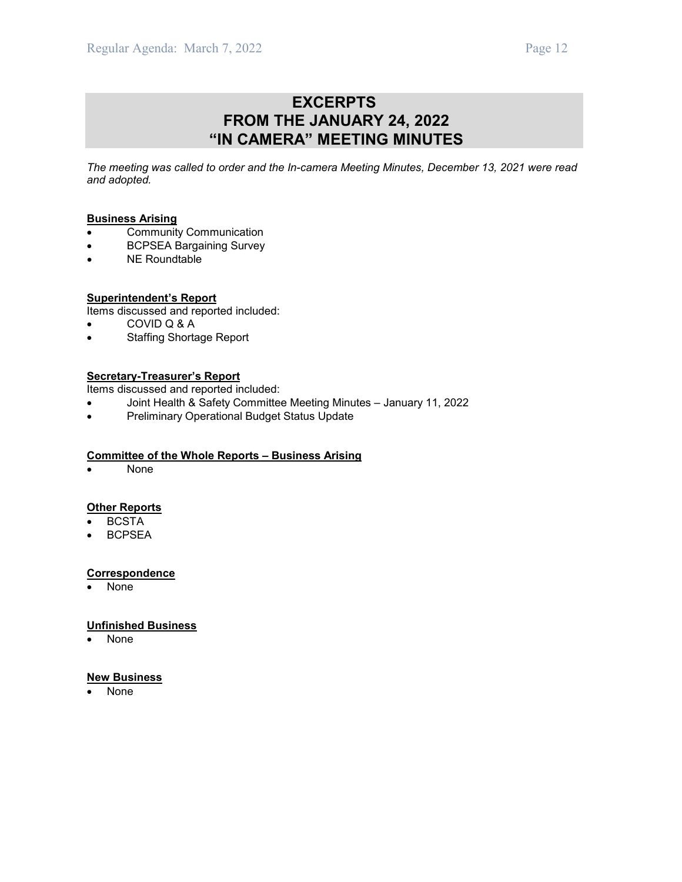# EXCERPTS FROM THE JANUARY 24, 2022 "IN CAMERA" MEETING MINUTES

*The meeting was called to order and the In-camera Meeting Minutes, December 13, 2021 were read and adopted.*

**Business Arising**

- Community Communication
- BCPSEA Bargaining Survey
- NE Roundtable

**Superintendent's Report**

Items discussed and reported included:

- COVID Q & A
- Staffing Shortage Report

**Secretary-Treasurer's Report**

Items discussed and reported included:

- Joint Health & Safety Committee Meeting Minutes – January 11, 2022
- Preliminary Operational Budget Status Update

**Committee of the Whole Reports – Business Arising**

- None

**Other Reports**

- BCSTA
- BCPSEA

**Correspondence**

- None

**Unfinished Business**

- None

**New Business**

- None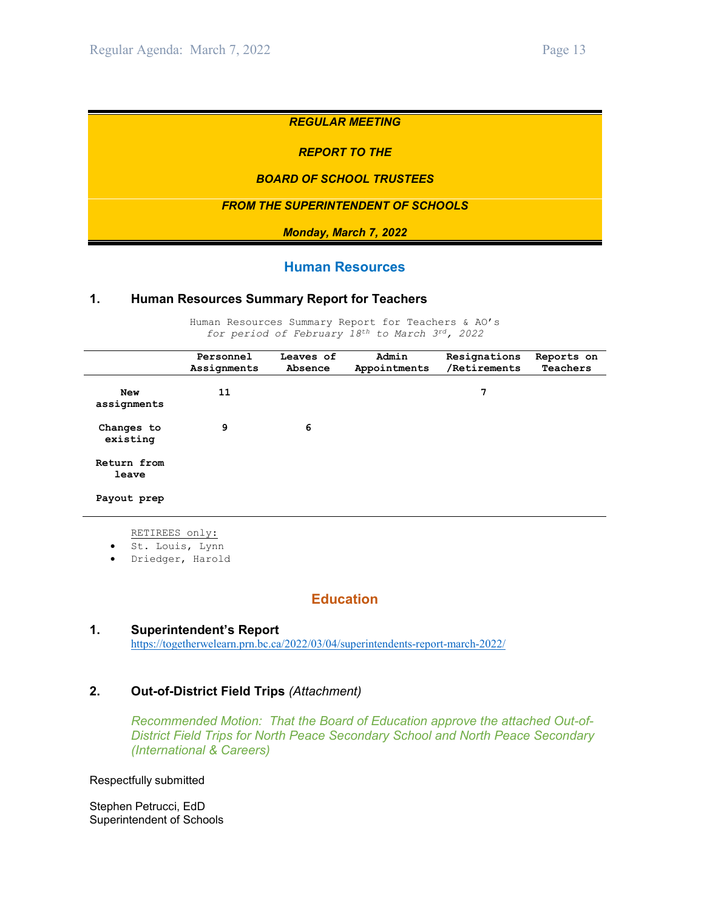*REGULAR MEETING*

*REPORT TO THE*

*BOARD OF SCHOOL TRUSTEES*

*FROM THE SUPERINTENDENT OF SCHOOLS*

*Monday, March 7, 2022*

## Human Resources

### 1. Human Resources Summary Report for Teachers

Human Resources Summary Report for Teachers & AO's
*for period of February 18th to March 3rd, 2022*

| | Personnel Assignments | Leaves of Absence | Admin Appointments | Resignations /Retirements | Reports on Teachers |
|---|---|---|---|---|---|
| **New assignments** | 11 | | | 7 | |
| **Changes to existing** | 9 | 6 | | | |
| **Return from leave** | | | | | |
| **Payout prep** | | | | | |

RETIREES only:

- St. Louis, Lynn
- Driedger, Harold

## Education

### 1. Superintendent's Report

https://togetherwelearn.prn.bc.ca/2022/03/04/superintendents-report-march-2022/

### 2. Out-of-District Field Trips *(Attachment)*

*Recommended Motion: That the Board of Education approve the attached Out-of-District Field Trips for North Peace Secondary School and North Peace Secondary (International & Careers)*

Respectfully submitted

Stephen Petrucci, EdD
Superintendent of Schools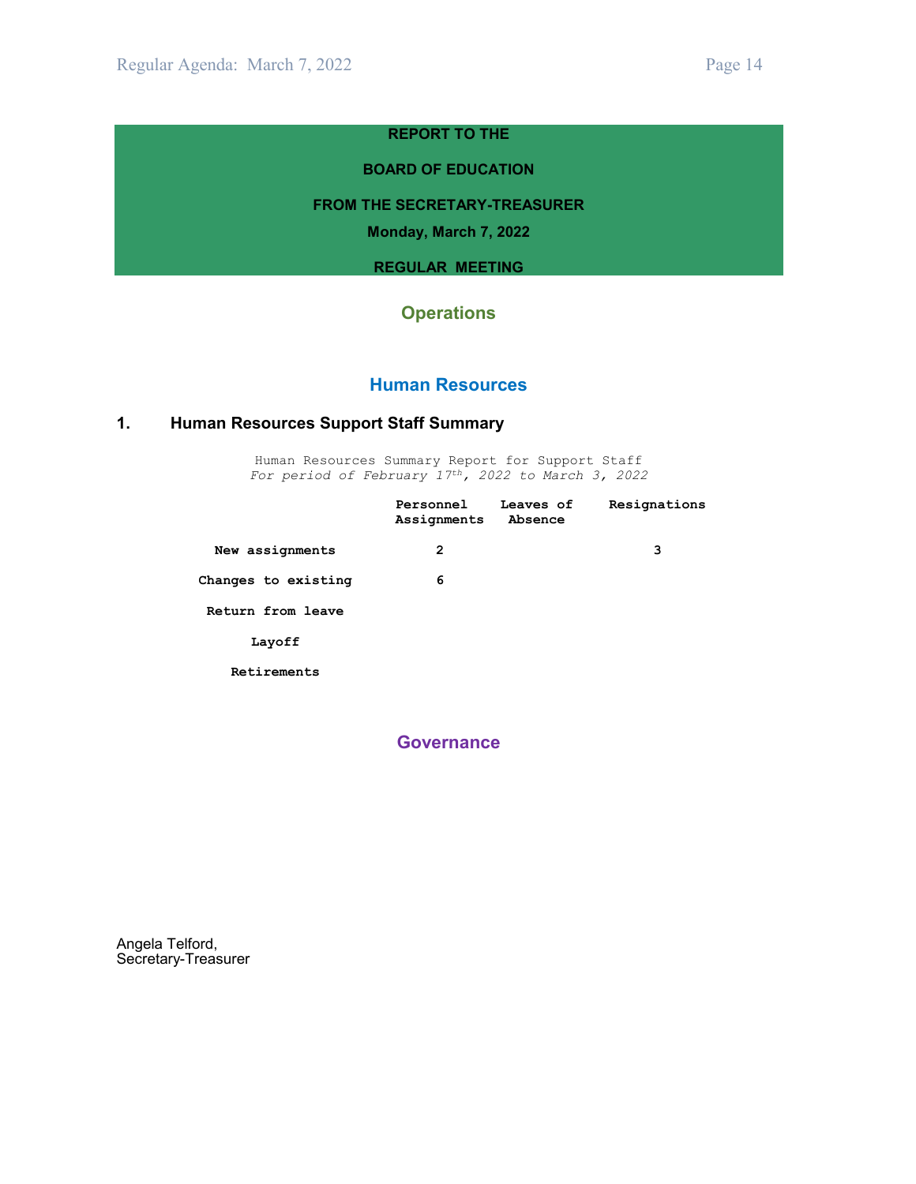**REPORT TO THE**

**BOARD OF EDUCATION**

**FROM THE SECRETARY-TREASURER**

**Monday, March 7, 2022**

**REGULAR MEETING**

## Operations

## Human Resources

### 1. Human Resources Support Staff Summary

Human Resources Summary Report for Support Staff
*For period of February 17th, 2022 to March 3, 2022*

| | Personnel Assignments | Leaves of Absence | Resignations |
|---|---|---|---|
| **New assignments** | 2 | | 3 |
| **Changes to existing** | 6 | | |
| **Return from leave** | | | |
| **Layoff** | | | |
| **Retirements** | | | |

## Governance

Angela Telford,
Secretary-Treasurer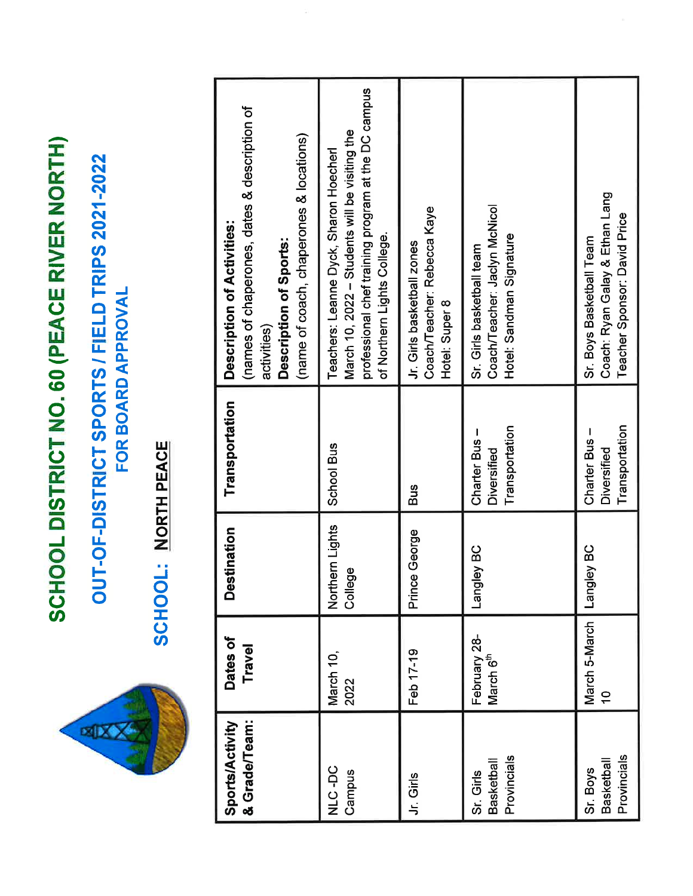# SCHOOL DISTRICT NO. 60 (PEACE RIVER NORTH)

## OUT-OF-DISTRICT SPORTS / FIELD TRIPS 2021-2022 FOR BOARD APPROVAL

### SCHOOL: NORTH PEACE

| Sports/Activity & Grade/Team: | Dates of Travel | Destination | Transportation | **Description of Activities:** (names of chaperones, dates & description of activities) **Description of Sports:** (name of coach, chaperones & locations) |
|---|---|---|---|---|
| NLC -DC Campus | March 10, 2022 | Northern Lights College | School Bus | Teachers: Leanne Dyck, Sharon Hoecherl March 10, 2022 – Students will be visiting the professional chef training program at the DC campus of Northern Lights College. |
| Jr. Girls | Feb 17-19 | Prince George | Bus | Jr. Girls basketball zones Coach/Teacher: Rebecca Kaye Hotel: Super 8 |
| Sr. Girls Basketball Provincials | February 28-March 6th | Langley BC | Charter Bus – Diversified Transportation | Sr. Girls basketball team Coach/Teacher: Jaclyn McNicol Hotel: Sandman Signature |
| Sr. Boys Basketball Provincials | March 5-March 10 | Langley BC | Charter Bus – Diversified Transportation | Sr. Boys Basketball Team Coach: Ryan Galay & Ethan Lang Teacher Sponsor: David Price |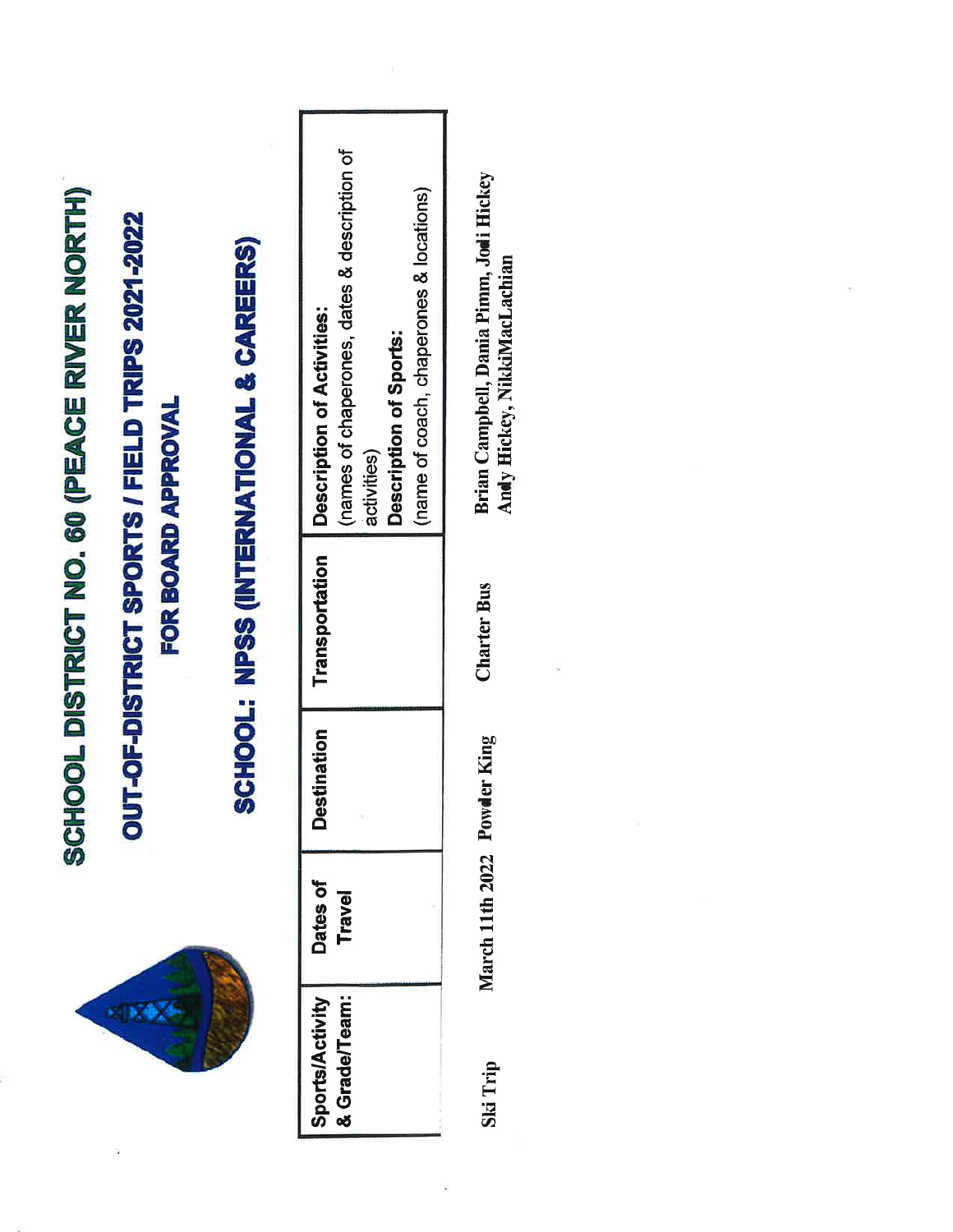# SCHOOL DISTRICT NO. 60 (PEACE RIVER NORTH)

## OUT-OF-DISTRICT SPORTS / FIELD TRIPS 2021-2022

## FOR BOARD APPROVAL

## SCHOOL: NPSS (INTERNATIONAL & CAREERS)

| Sports/Activity & Grade/Team: | Dates of Travel | Destination | Transportation | **Description of Activities:** (names of chaperones, dates & description of activities) **Description of Sports:** (name of coach, chaperones & locations) |
|---|---|---|---|---|
| Ski Trip | March 11th 2022 | Powder King | Charter Bus | Brian Campbell, Dania Pimm, Jodi Hickey Andy Hickey, NikkiMacLachlan |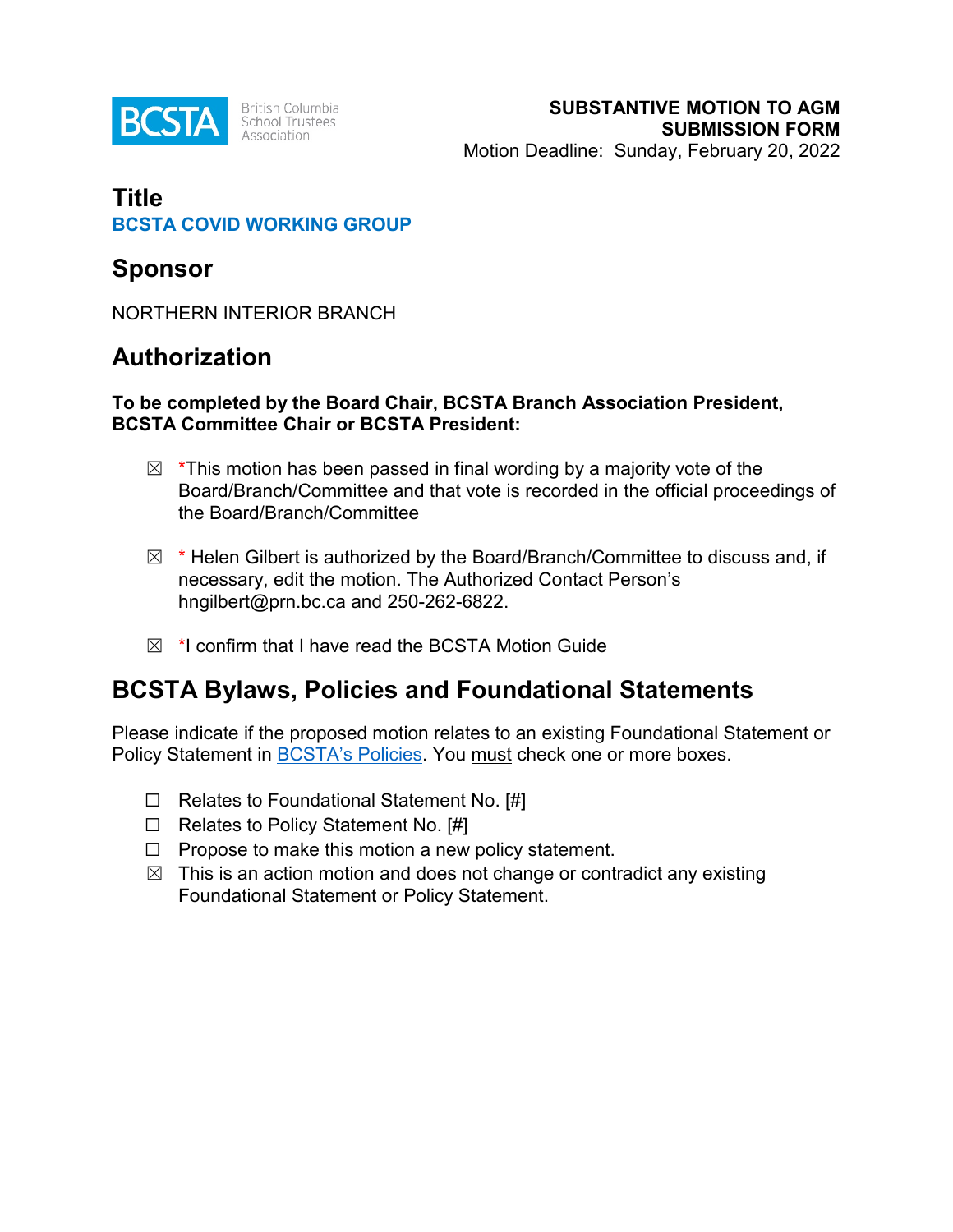BCSTA British Columbia School Trustees Association

**SUBSTANTIVE MOTION TO AGM SUBMISSION FORM**
Motion Deadline: Sunday, February 20, 2022

## Title

**BCSTA COVID WORKING GROUP**

## Sponsor

NORTHERN INTERIOR BRANCH

## Authorization

**To be completed by the Board Chair, BCSTA Branch Association President, BCSTA Committee Chair or BCSTA President:**

- ☒ *This motion has been passed in final wording by a majority vote of the Board/Branch/Committee and that vote is recorded in the official proceedings of the Board/Branch/Committee
- ☒ * Helen Gilbert is authorized by the Board/Branch/Committee to discuss and, if necessary, edit the motion. The Authorized Contact Person's hngilbert@prn.bc.ca and 250-262-6822.
- ☒ *I confirm that I have read the BCSTA Motion Guide

## BCSTA Bylaws, Policies and Foundational Statements

Please indicate if the proposed motion relates to an existing Foundational Statement or Policy Statement in BCSTA's Policies. You must check one or more boxes.

- ☐ Relates to Foundational Statement No. [#]
- ☐ Relates to Policy Statement No. [#]
- ☐ Propose to make this motion a new policy statement.
- ☒ This is an action motion and does not change or contradict any existing Foundational Statement or Policy Statement.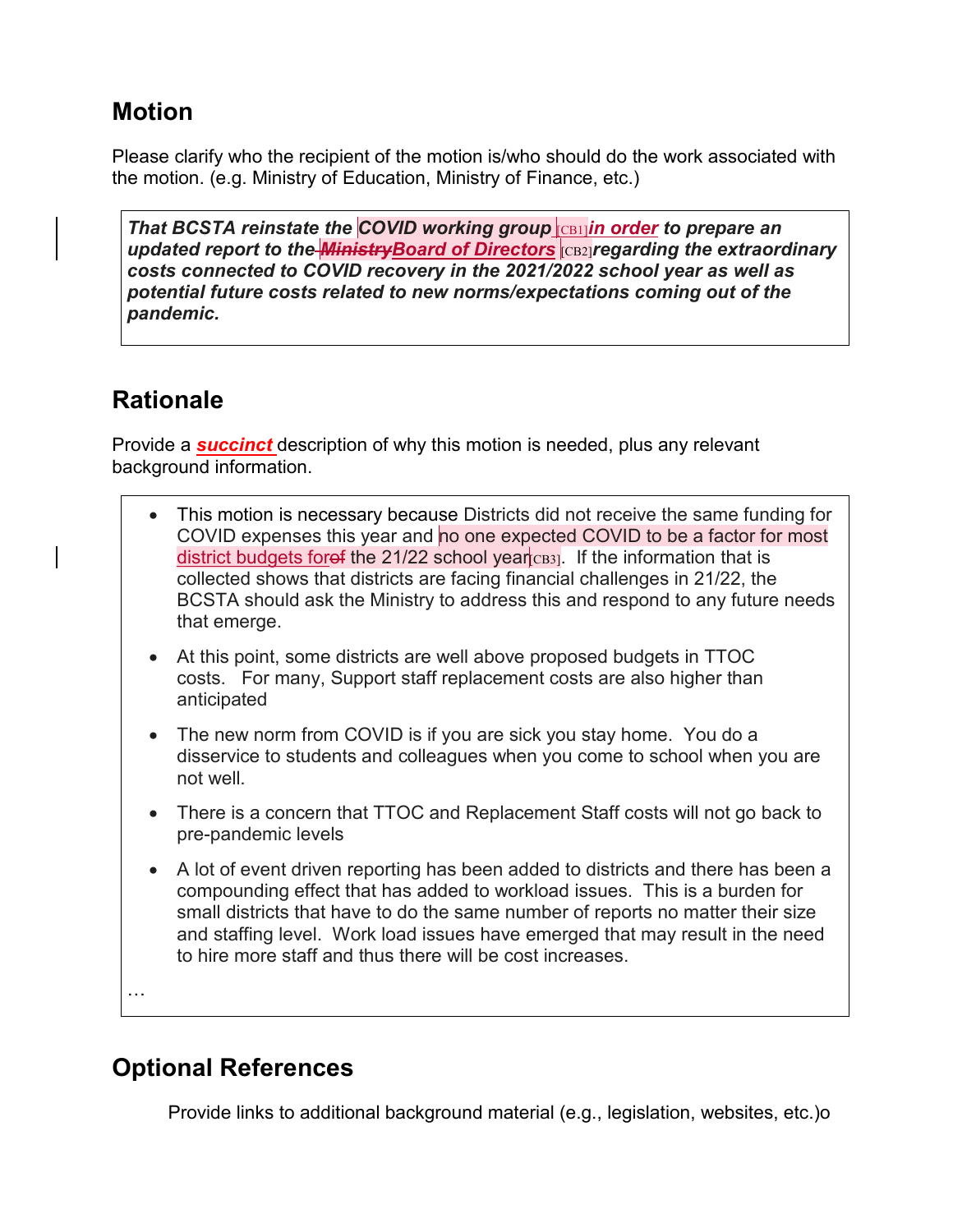## Motion

Please clarify who the recipient of the motion is/who should do the work associated with the motion. (e.g. Ministry of Education, Ministry of Finance, etc.)

***That BCSTA reinstate the COVID working group [CB1] in order to prepare an updated report to the ~~Ministry~~ Board of Directors [CB2] regarding the extraordinary costs connected to COVID recovery in the 2021/2022 school year as well as potential future costs related to new norms/expectations coming out of the pandemic.***

## Rationale

Provide a ***succinct*** description of why this motion is needed, plus any relevant background information.

- This motion is necessary because Districts did not receive the same funding for COVID expenses this year and no one expected COVID to be a factor for most district budgets for ~~of~~ the 21/22 school year [CB3]. If the information that is collected shows that districts are facing financial challenges in 21/22, the BCSTA should ask the Ministry to address this and respond to any future needs that emerge.
- At this point, some districts are well above proposed budgets in TTOC costs. For many, Support staff replacement costs are also higher than anticipated
- The new norm from COVID is if you are sick you stay home. You do a disservice to students and colleagues when you come to school when you are not well.
- There is a concern that TTOC and Replacement Staff costs will not go back to pre-pandemic levels
- A lot of event driven reporting has been added to districts and there has been a compounding effect that has added to workload issues. This is a burden for small districts that have to do the same number of reports no matter their size and staffing level. Work load issues have emerged that may result in the need to hire more staff and thus there will be cost increases.

…

## Optional References

Provide links to additional background material (e.g., legislation, websites, etc.)o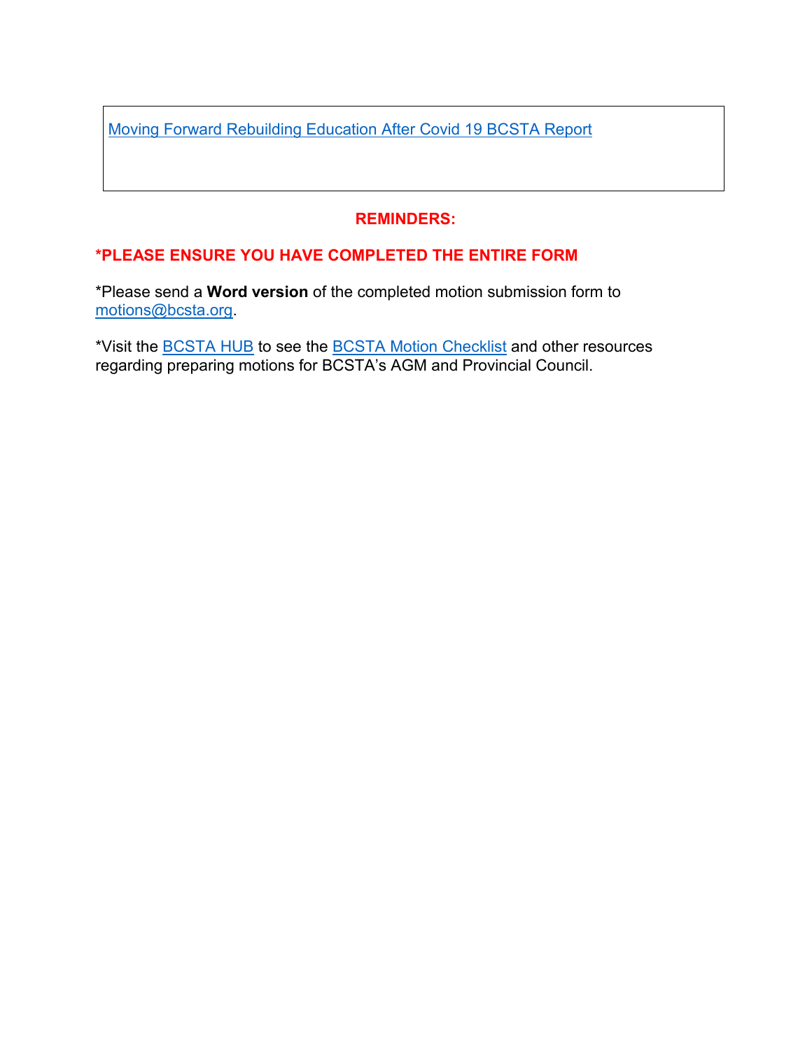| Moving Forward Rebuilding Education After Covid 19 BCSTA Report |
|---|

**REMINDERS:**

**\*PLEASE ENSURE YOU HAVE COMPLETED THE ENTIRE FORM**

*Please send a **Word version** of the completed motion submission form to motions@bcsta.org.

*Visit the BCSTA HUB to see the BCSTA Motion Checklist and other resources regarding preparing motions for BCSTA's AGM and Provincial Council.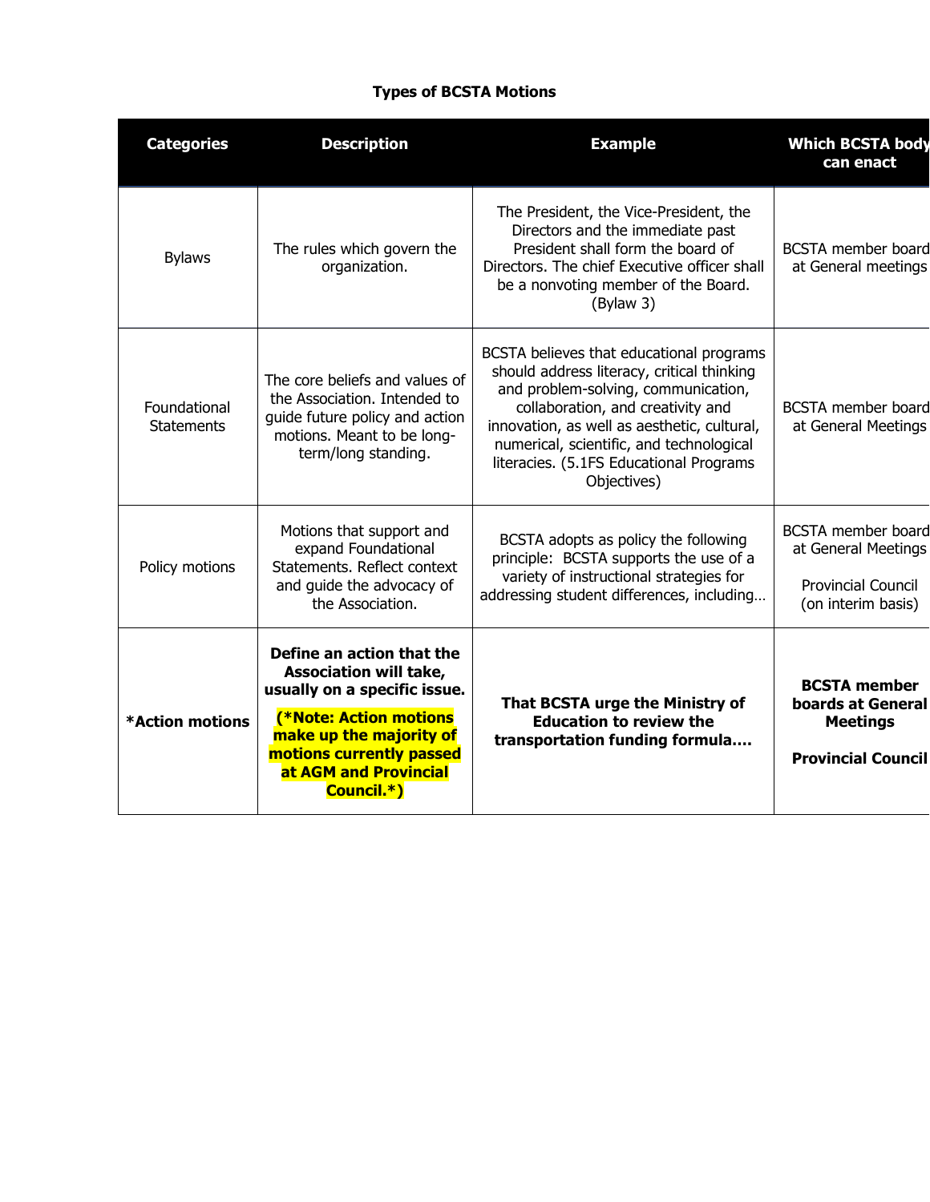**Types of BCSTA Motions**

| Categories | Description | Example | Which BCSTA body can enact |
|---|---|---|---|
| Bylaws | The rules which govern the organization. | The President, the Vice-President, the Directors and the immediate past President shall form the board of Directors. The chief Executive officer shall be a nonvoting member of the Board. (Bylaw 3) | BCSTA member board at General meetings |
| Foundational Statements | The core beliefs and values of the Association. Intended to guide future policy and action motions. Meant to be long-term/long standing. | BCSTA believes that educational programs should address literacy, critical thinking and problem-solving, communication, collaboration, and creativity and innovation, as well as aesthetic, cultural, numerical, scientific, and technological literacies. (5.1FS Educational Programs Objectives) | BCSTA member board at General Meetings |
| Policy motions | Motions that support and expand Foundational Statements. Reflect context and guide the advocacy of the Association. | BCSTA adopts as policy the following principle: BCSTA supports the use of a variety of instructional strategies for addressing student differences, including… | BCSTA member board at General Meetings<br><br>Provincial Council (on interim basis) |
| **\*Action motions** | **Define an action that the Association will take, usually on a specific issue.**<br><br>**(\*Note: Action motions make up the majority of motions currently passed at AGM and Provincial Council.\*)** | **That BCSTA urge the Ministry of Education to review the transportation funding formula….** | **BCSTA member boards at General Meetings**<br><br>**Provincial Council** |